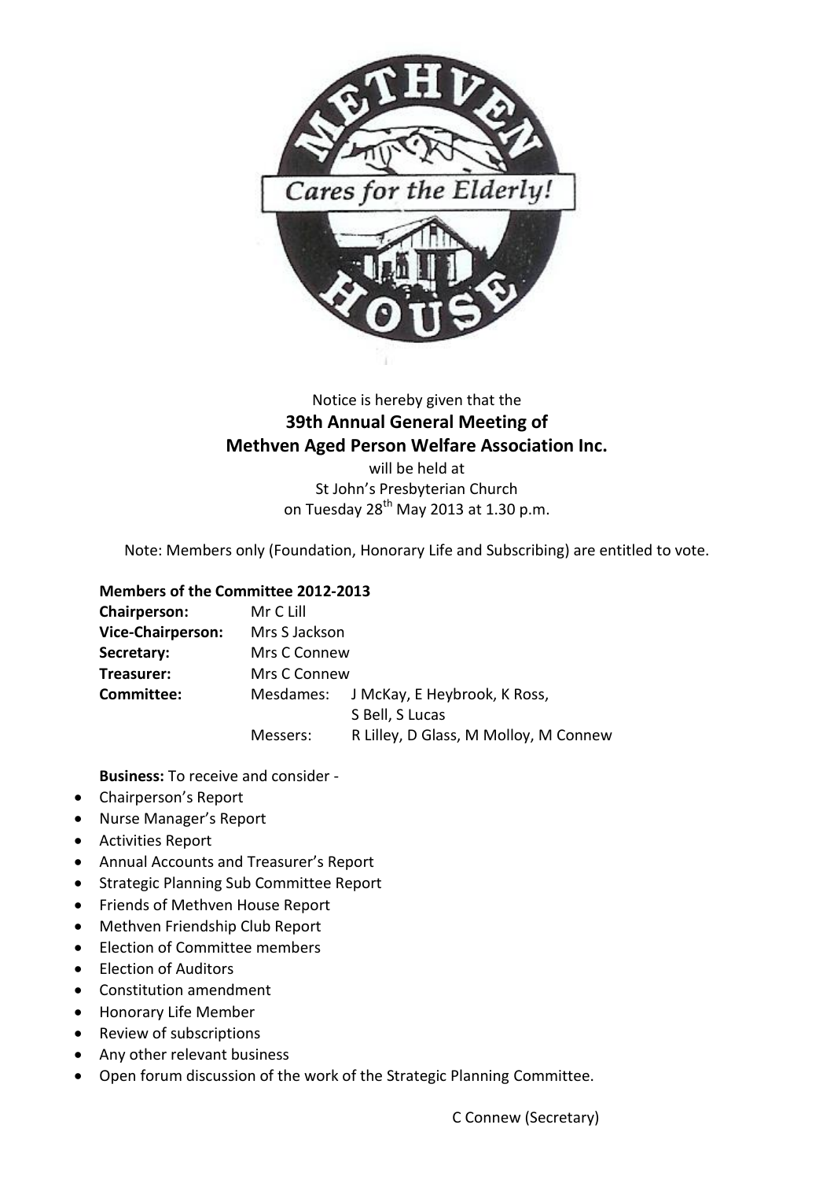Notice is hereby given that the

**39th Annual General Meeting of**
**Methven Aged Person Welfare Association Inc.**

will be held at
St John's Presbyterian Church
on Tuesday 28th May 2013 at 1.30 p.m.

Note: Members only (Foundation, Honorary Life and Subscribing) are entitled to vote.

**Members of the Committee 2012-2013**

| | | |
|---|---|---|
| **Chairperson:** | Mr C Lill | |
| **Vice-Chairperson:** | Mrs S Jackson | |
| **Secretary:** | Mrs C Connew | |
| **Treasurer:** | Mrs C Connew | |
| **Committee:** | Mesdames: | J McKay, E Heybrook, K Ross, S Bell, S Lucas |
| | Messers: | R Lilley, D Glass, M Molloy, M Connew |

**Business:** To receive and consider -

- Chairperson's Report
- Nurse Manager's Report
- Activities Report
- Annual Accounts and Treasurer's Report
- Strategic Planning Sub Committee Report
- Friends of Methven House Report
- Methven Friendship Club Report
- Election of Committee members
- Election of Auditors
- Constitution amendment
- Honorary Life Member
- Review of subscriptions
- Any other relevant business
- Open forum discussion of the work of the Strategic Planning Committee.

C Connew (Secretary)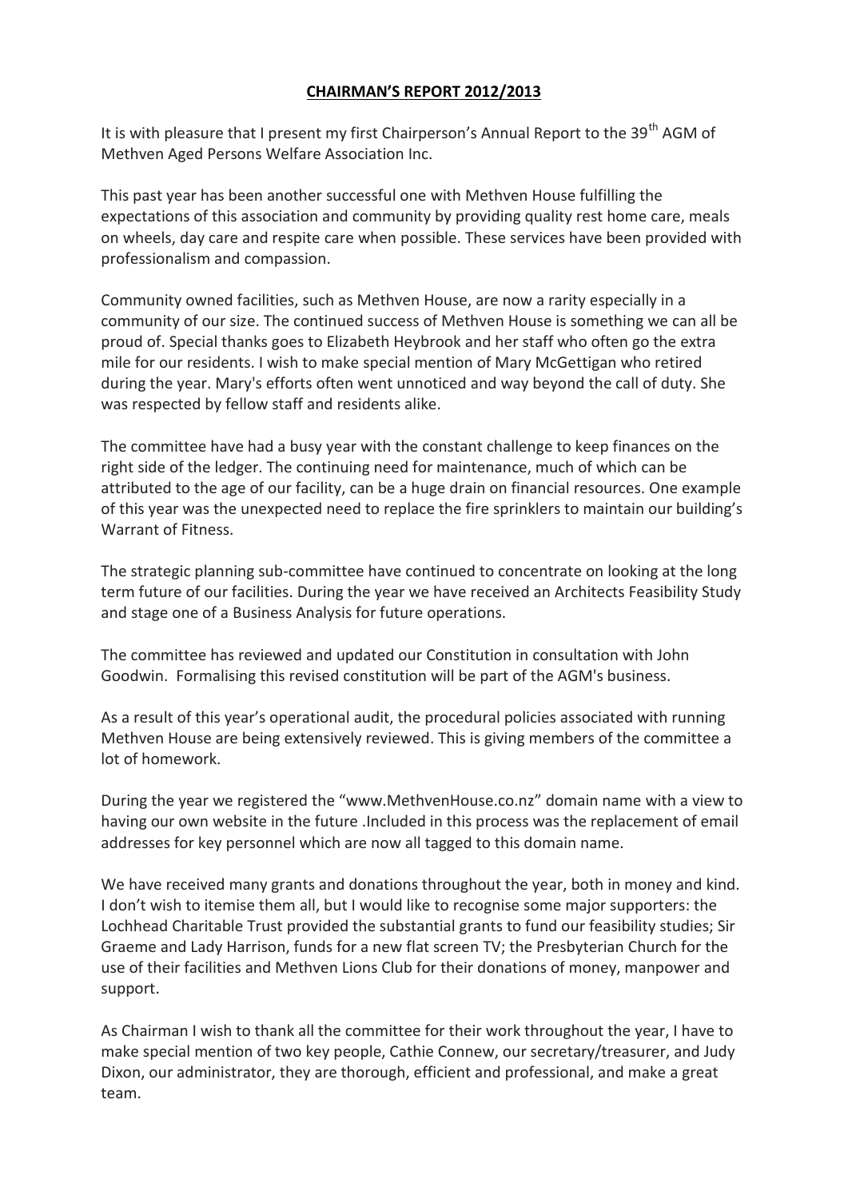# CHAIRMAN'S REPORT 2012/2013

It is with pleasure that I present my first Chairperson's Annual Report to the 39th AGM of Methven Aged Persons Welfare Association Inc.

This past year has been another successful one with Methven House fulfilling the expectations of this association and community by providing quality rest home care, meals on wheels, day care and respite care when possible. These services have been provided with professionalism and compassion.

Community owned facilities, such as Methven House, are now a rarity especially in a community of our size. The continued success of Methven House is something we can all be proud of. Special thanks goes to Elizabeth Heybrook and her staff who often go the extra mile for our residents. I wish to make special mention of Mary McGettigan who retired during the year. Mary's efforts often went unnoticed and way beyond the call of duty. She was respected by fellow staff and residents alike.

The committee have had a busy year with the constant challenge to keep finances on the right side of the ledger. The continuing need for maintenance, much of which can be attributed to the age of our facility, can be a huge drain on financial resources. One example of this year was the unexpected need to replace the fire sprinklers to maintain our building's Warrant of Fitness.

The strategic planning sub-committee have continued to concentrate on looking at the long term future of our facilities. During the year we have received an Architects Feasibility Study and stage one of a Business Analysis for future operations.

The committee has reviewed and updated our Constitution in consultation with John Goodwin. Formalising this revised constitution will be part of the AGM's business.

As a result of this year's operational audit, the procedural policies associated with running Methven House are being extensively reviewed. This is giving members of the committee a lot of homework.

During the year we registered the "www.MethvenHouse.co.nz" domain name with a view to having our own website in the future .Included in this process was the replacement of email addresses for key personnel which are now all tagged to this domain name.

We have received many grants and donations throughout the year, both in money and kind. I don't wish to itemise them all, but I would like to recognise some major supporters: the Lochhead Charitable Trust provided the substantial grants to fund our feasibility studies; Sir Graeme and Lady Harrison, funds for a new flat screen TV; the Presbyterian Church for the use of their facilities and Methven Lions Club for their donations of money, manpower and support.

As Chairman I wish to thank all the committee for their work throughout the year, I have to make special mention of two key people, Cathie Connew, our secretary/treasurer, and Judy Dixon, our administrator, they are thorough, efficient and professional, and make a great team.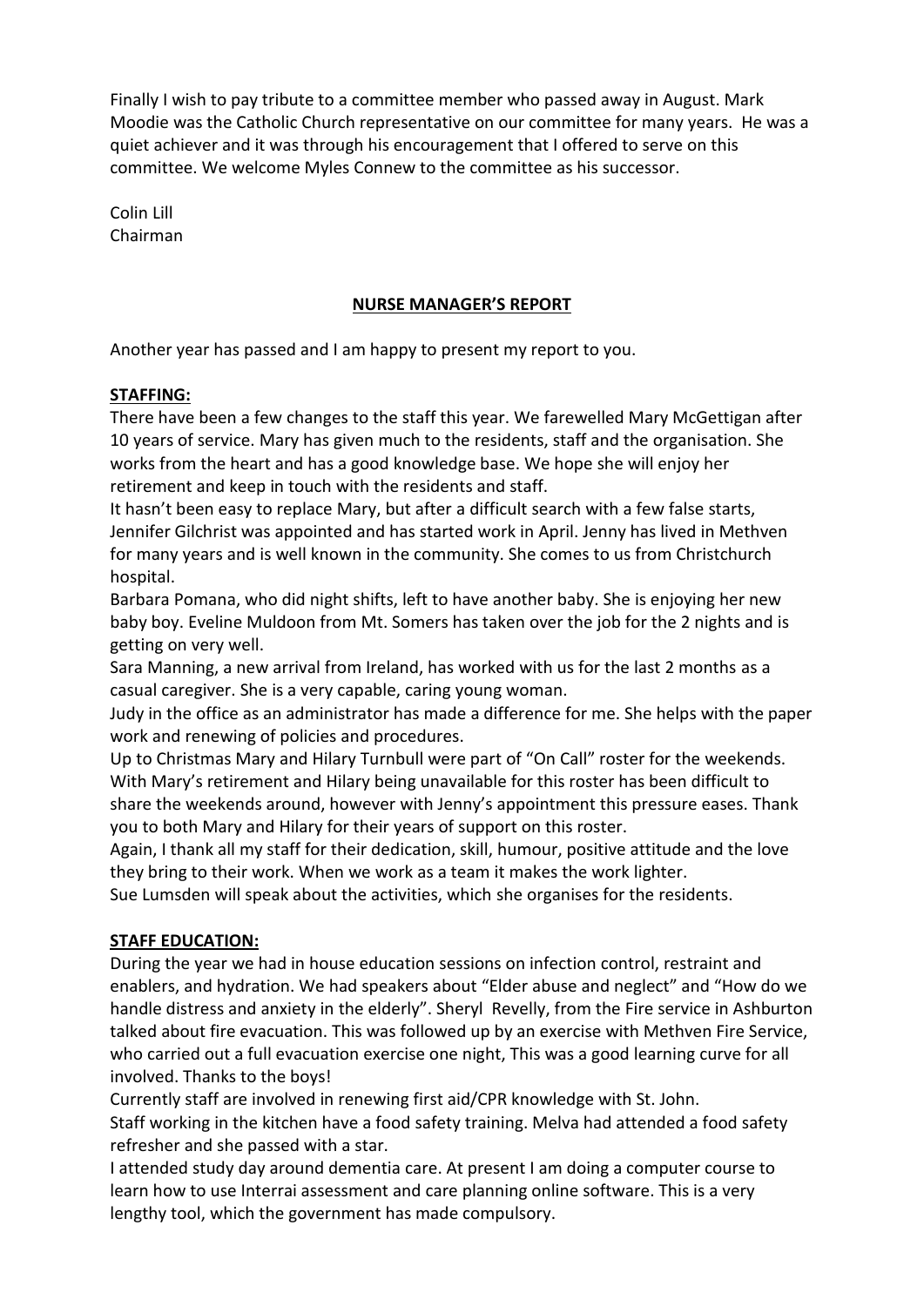Finally I wish to pay tribute to a committee member who passed away in August. Mark Moodie was the Catholic Church representative on our committee for many years. He was a quiet achiever and it was through his encouragement that I offered to serve on this committee. We welcome Myles Connew to the committee as his successor.

Colin Lill
Chairman

## NURSE MANAGER'S REPORT

Another year has passed and I am happy to present my report to you.

### STAFFING:

There have been a few changes to the staff this year. We farewelled Mary McGettigan after 10 years of service. Mary has given much to the residents, staff and the organisation. She works from the heart and has a good knowledge base. We hope she will enjoy her retirement and keep in touch with the residents and staff.
It hasn't been easy to replace Mary, but after a difficult search with a few false starts, Jennifer Gilchrist was appointed and has started work in April. Jenny has lived in Methven for many years and is well known in the community. She comes to us from Christchurch hospital.
Barbara Pomana, who did night shifts, left to have another baby. She is enjoying her new baby boy. Eveline Muldoon from Mt. Somers has taken over the job for the 2 nights and is getting on very well.
Sara Manning, a new arrival from Ireland, has worked with us for the last 2 months as a casual caregiver. She is a very capable, caring young woman.
Judy in the office as an administrator has made a difference for me. She helps with the paper work and renewing of policies and procedures.
Up to Christmas Mary and Hilary Turnbull were part of "On Call" roster for the weekends. With Mary's retirement and Hilary being unavailable for this roster has been difficult to share the weekends around, however with Jenny's appointment this pressure eases. Thank you to both Mary and Hilary for their years of support on this roster.
Again, I thank all my staff for their dedication, skill, humour, positive attitude and the love they bring to their work. When we work as a team it makes the work lighter.
Sue Lumsden will speak about the activities, which she organises for the residents.

### STAFF EDUCATION:

During the year we had in house education sessions on infection control, restraint and enablers, and hydration. We had speakers about "Elder abuse and neglect" and "How do we handle distress and anxiety in the elderly". Sheryl Revelly, from the Fire service in Ashburton talked about fire evacuation. This was followed up by an exercise with Methven Fire Service, who carried out a full evacuation exercise one night, This was a good learning curve for all involved. Thanks to the boys!
Currently staff are involved in renewing first aid/CPR knowledge with St. John.
Staff working in the kitchen have a food safety training. Melva had attended a food safety refresher and she passed with a star.
I attended study day around dementia care. At present I am doing a computer course to learn how to use Interrai assessment and care planning online software. This is a very lengthy tool, which the government has made compulsory.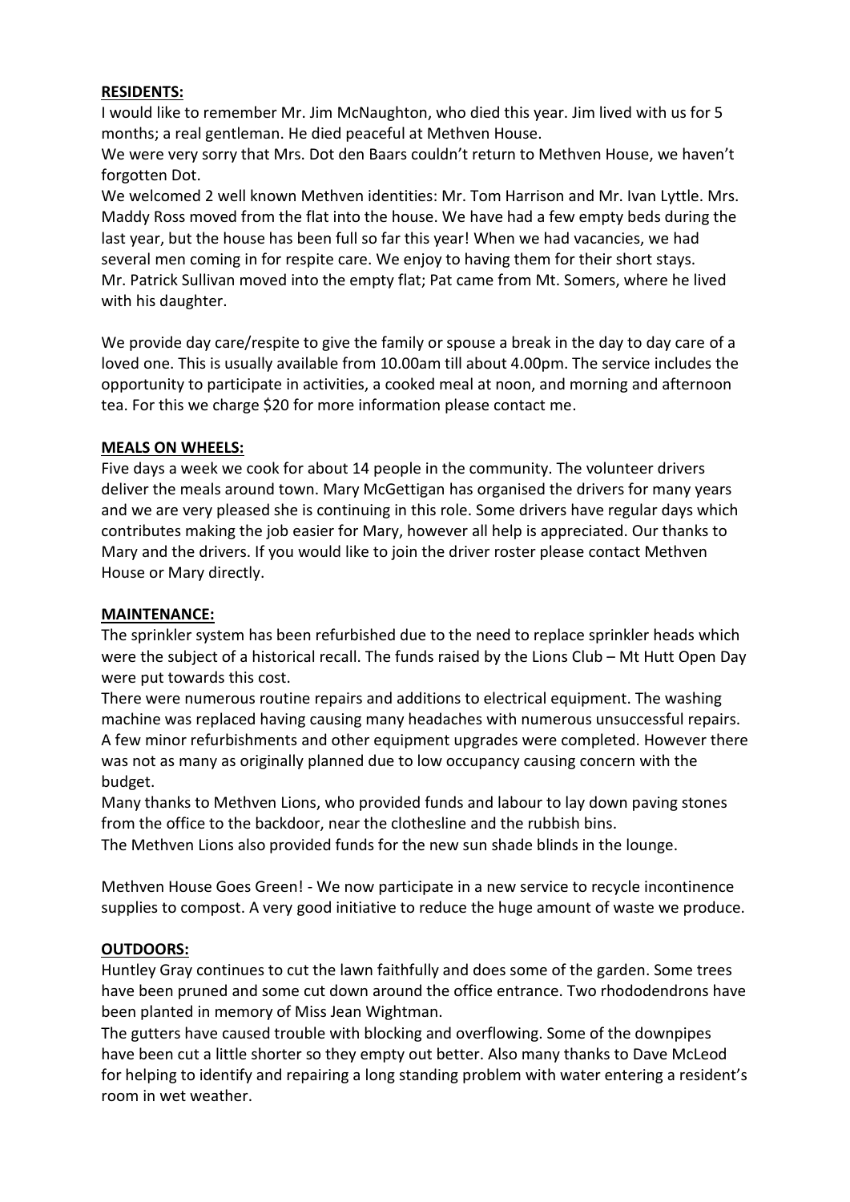**RESIDENTS:**

I would like to remember Mr. Jim McNaughton, who died this year. Jim lived with us for 5 months; a real gentleman. He died peaceful at Methven House.

We were very sorry that Mrs. Dot den Baars couldn't return to Methven House, we haven't forgotten Dot.

We welcomed 2 well known Methven identities: Mr. Tom Harrison and Mr. Ivan Lyttle. Mrs. Maddy Ross moved from the flat into the house. We have had a few empty beds during the last year, but the house has been full so far this year! When we had vacancies, we had several men coming in for respite care. We enjoy to having them for their short stays.

Mr. Patrick Sullivan moved into the empty flat; Pat came from Mt. Somers, where he lived with his daughter.

We provide day care/respite to give the family or spouse a break in the day to day care of a loved one. This is usually available from 10.00am till about 4.00pm. The service includes the opportunity to participate in activities, a cooked meal at noon, and morning and afternoon tea. For this we charge $20 for more information please contact me.

**MEALS ON WHEELS:**

Five days a week we cook for about 14 people in the community. The volunteer drivers deliver the meals around town. Mary McGettigan has organised the drivers for many years and we are very pleased she is continuing in this role. Some drivers have regular days which contributes making the job easier for Mary, however all help is appreciated. Our thanks to Mary and the drivers. If you would like to join the driver roster please contact Methven House or Mary directly.

**MAINTENANCE:**

The sprinkler system has been refurbished due to the need to replace sprinkler heads which were the subject of a historical recall. The funds raised by the Lions Club – Mt Hutt Open Day were put towards this cost.

There were numerous routine repairs and additions to electrical equipment. The washing machine was replaced having causing many headaches with numerous unsuccessful repairs. A few minor refurbishments and other equipment upgrades were completed. However there was not as many as originally planned due to low occupancy causing concern with the budget.

Many thanks to Methven Lions, who provided funds and labour to lay down paving stones from the office to the backdoor, near the clothesline and the rubbish bins.

The Methven Lions also provided funds for the new sun shade blinds in the lounge.

Methven House Goes Green! - We now participate in a new service to recycle incontinence supplies to compost. A very good initiative to reduce the huge amount of waste we produce.

**OUTDOORS:**

Huntley Gray continues to cut the lawn faithfully and does some of the garden. Some trees have been pruned and some cut down around the office entrance. Two rhododendrons have been planted in memory of Miss Jean Wightman.

The gutters have caused trouble with blocking and overflowing. Some of the downpipes have been cut a little shorter so they empty out better. Also many thanks to Dave McLeod for helping to identify and repairing a long standing problem with water entering a resident's room in wet weather.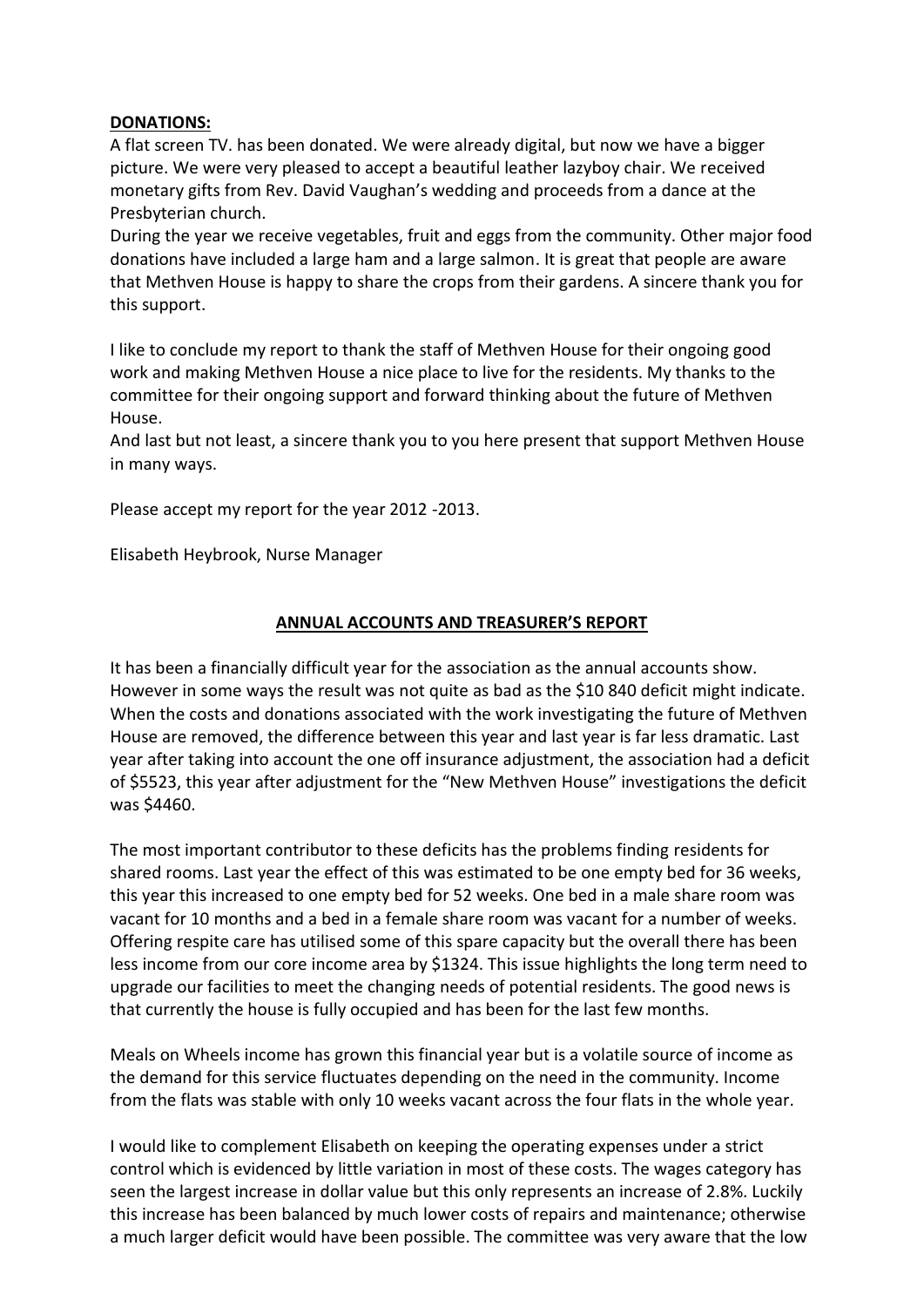**DONATIONS:**
A flat screen TV. has been donated. We were already digital, but now we have a bigger picture. We were very pleased to accept a beautiful leather lazyboy chair. We received monetary gifts from Rev. David Vaughan's wedding and proceeds from a dance at the Presbyterian church.
During the year we receive vegetables, fruit and eggs from the community. Other major food donations have included a large ham and a large salmon. It is great that people are aware that Methven House is happy to share the crops from their gardens. A sincere thank you for this support.

I like to conclude my report to thank the staff of Methven House for their ongoing good work and making Methven House a nice place to live for the residents. My thanks to the committee for their ongoing support and forward thinking about the future of Methven House.
And last but not least, a sincere thank you to you here present that support Methven House in many ways.

Please accept my report for the year 2012 -2013.

Elisabeth Heybrook, Nurse Manager

## ANNUAL ACCOUNTS AND TREASURER'S REPORT

It has been a financially difficult year for the association as the annual accounts show. However in some ways the result was not quite as bad as the $10 840 deficit might indicate. When the costs and donations associated with the work investigating the future of Methven House are removed, the difference between this year and last year is far less dramatic. Last year after taking into account the one off insurance adjustment, the association had a deficit of $5523, this year after adjustment for the "New Methven House" investigations the deficit was $4460.

The most important contributor to these deficits has the problems finding residents for shared rooms. Last year the effect of this was estimated to be one empty bed for 36 weeks, this year this increased to one empty bed for 52 weeks. One bed in a male share room was vacant for 10 months and a bed in a female share room was vacant for a number of weeks. Offering respite care has utilised some of this spare capacity but the overall there has been less income from our core income area by $1324. This issue highlights the long term need to upgrade our facilities to meet the changing needs of potential residents. The good news is that currently the house is fully occupied and has been for the last few months.

Meals on Wheels income has grown this financial year but is a volatile source of income as the demand for this service fluctuates depending on the need in the community. Income from the flats was stable with only 10 weeks vacant across the four flats in the whole year.

I would like to complement Elisabeth on keeping the operating expenses under a strict control which is evidenced by little variation in most of these costs. The wages category has seen the largest increase in dollar value but this only represents an increase of 2.8%. Luckily this increase has been balanced by much lower costs of repairs and maintenance; otherwise a much larger deficit would have been possible. The committee was very aware that the low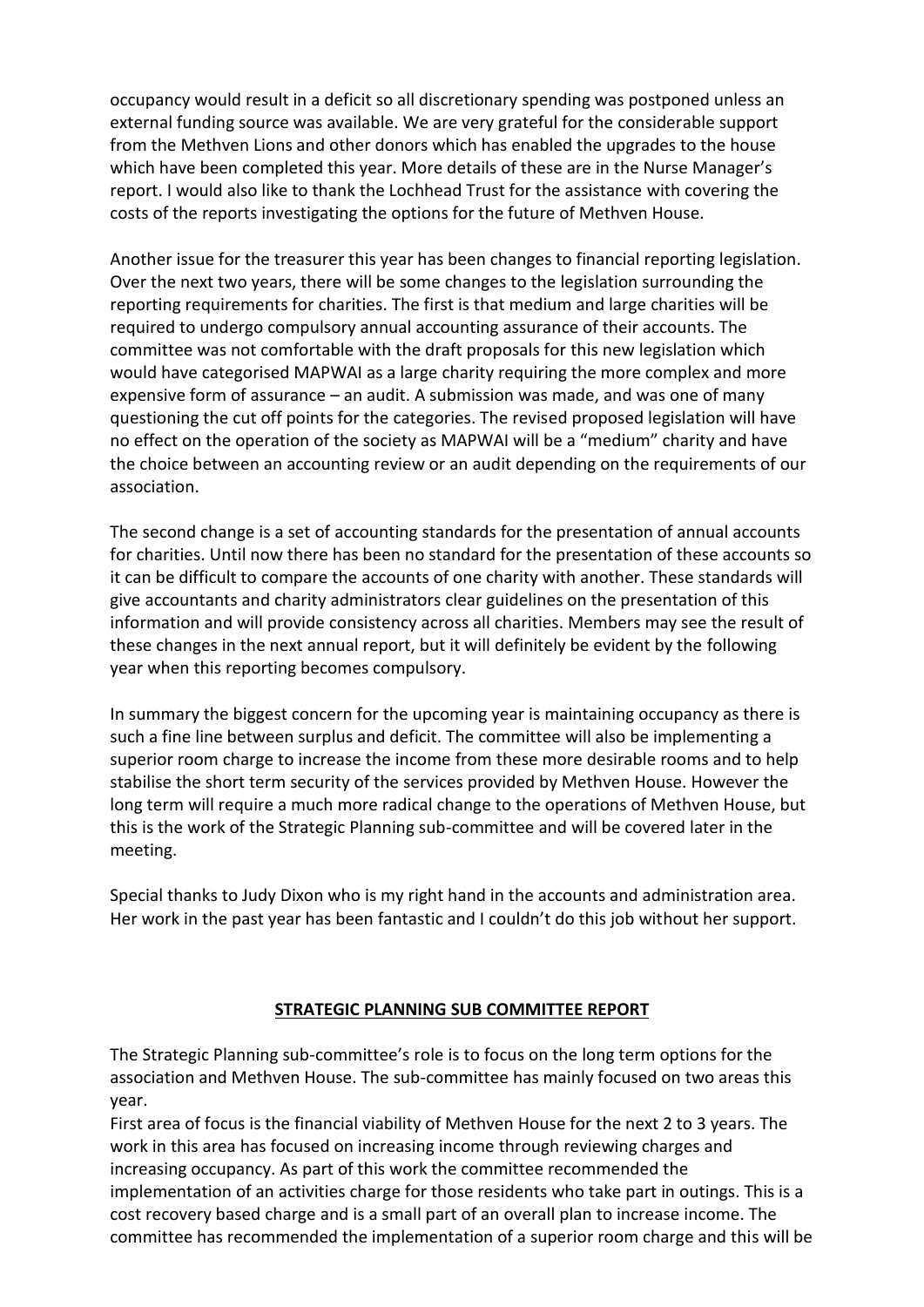occupancy would result in a deficit so all discretionary spending was postponed unless an external funding source was available. We are very grateful for the considerable support from the Methven Lions and other donors which has enabled the upgrades to the house which have been completed this year. More details of these are in the Nurse Manager's report. I would also like to thank the Lochhead Trust for the assistance with covering the costs of the reports investigating the options for the future of Methven House.

Another issue for the treasurer this year has been changes to financial reporting legislation. Over the next two years, there will be some changes to the legislation surrounding the reporting requirements for charities. The first is that medium and large charities will be required to undergo compulsory annual accounting assurance of their accounts. The committee was not comfortable with the draft proposals for this new legislation which would have categorised MAPWAI as a large charity requiring the more complex and more expensive form of assurance – an audit. A submission was made, and was one of many questioning the cut off points for the categories. The revised proposed legislation will have no effect on the operation of the society as MAPWAI will be a "medium" charity and have the choice between an accounting review or an audit depending on the requirements of our association.

The second change is a set of accounting standards for the presentation of annual accounts for charities. Until now there has been no standard for the presentation of these accounts so it can be difficult to compare the accounts of one charity with another. These standards will give accountants and charity administrators clear guidelines on the presentation of this information and will provide consistency across all charities. Members may see the result of these changes in the next annual report, but it will definitely be evident by the following year when this reporting becomes compulsory.

In summary the biggest concern for the upcoming year is maintaining occupancy as there is such a fine line between surplus and deficit. The committee will also be implementing a superior room charge to increase the income from these more desirable rooms and to help stabilise the short term security of the services provided by Methven House. However the long term will require a much more radical change to the operations of Methven House, but this is the work of the Strategic Planning sub-committee and will be covered later in the meeting.

Special thanks to Judy Dixon who is my right hand in the accounts and administration area. Her work in the past year has been fantastic and I couldn't do this job without her support.

## STRATEGIC PLANNING SUB COMMITTEE REPORT

The Strategic Planning sub-committee's role is to focus on the long term options for the association and Methven House. The sub-committee has mainly focused on two areas this year.

First area of focus is the financial viability of Methven House for the next 2 to 3 years. The work in this area has focused on increasing income through reviewing charges and increasing occupancy. As part of this work the committee recommended the implementation of an activities charge for those residents who take part in outings. This is a cost recovery based charge and is a small part of an overall plan to increase income. The committee has recommended the implementation of a superior room charge and this will be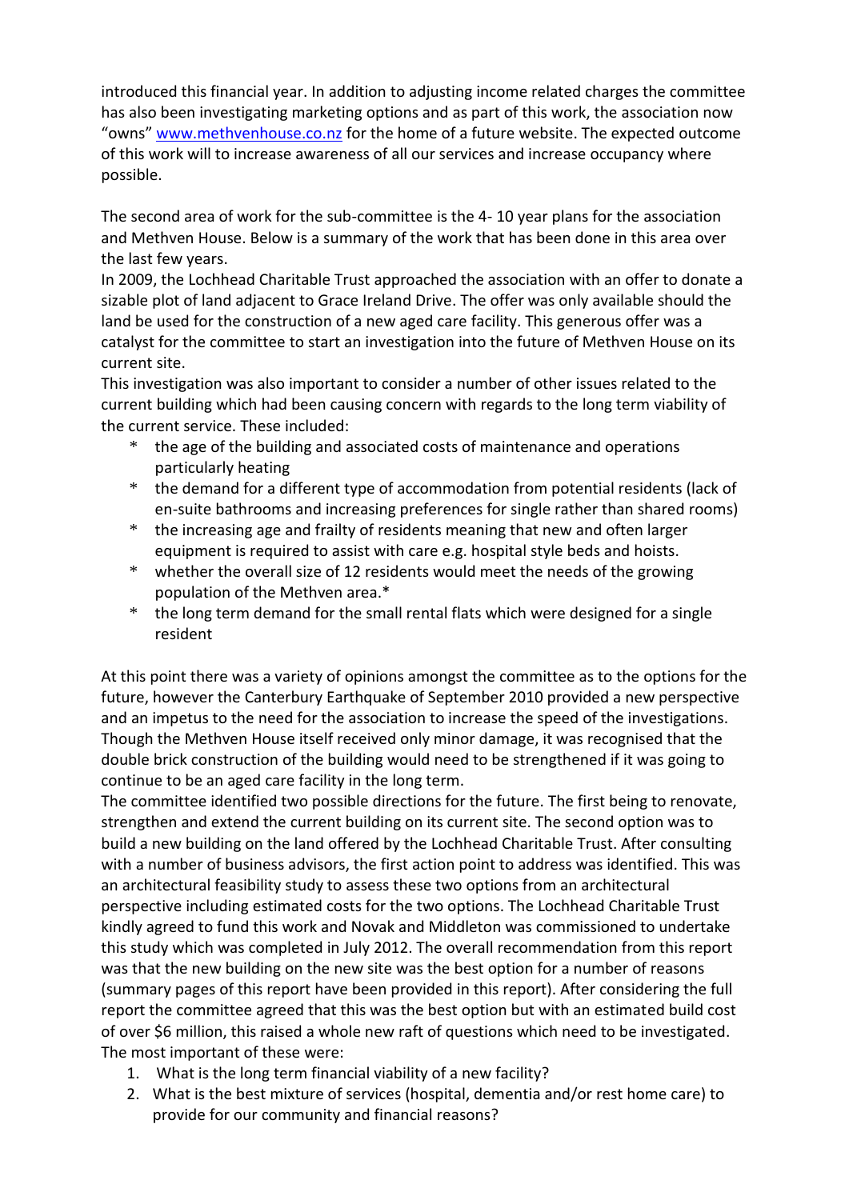introduced this financial year. In addition to adjusting income related charges the committee has also been investigating marketing options and as part of this work, the association now "owns" [www.methvenhouse.co.nz](www.methvenhouse.co.nz) for the home of a future website. The expected outcome of this work will to increase awareness of all our services and increase occupancy where possible.

The second area of work for the sub-committee is the 4- 10 year plans for the association and Methven House. Below is a summary of the work that has been done in this area over the last few years.

In 2009, the Lochhead Charitable Trust approached the association with an offer to donate a sizable plot of land adjacent to Grace Ireland Drive. The offer was only available should the land be used for the construction of a new aged care facility. This generous offer was a catalyst for the committee to start an investigation into the future of Methven House on its current site.

This investigation was also important to consider a number of other issues related to the current building which had been causing concern with regards to the long term viability of the current service. These included:

* the age of the building and associated costs of maintenance and operations particularly heating
* the demand for a different type of accommodation from potential residents (lack of en-suite bathrooms and increasing preferences for single rather than shared rooms)
* the increasing age and frailty of residents meaning that new and often larger equipment is required to assist with care e.g. hospital style beds and hoists.
* whether the overall size of 12 residents would meet the needs of the growing population of the Methven area.*
* the long term demand for the small rental flats which were designed for a single resident

At this point there was a variety of opinions amongst the committee as to the options for the future, however the Canterbury Earthquake of September 2010 provided a new perspective and an impetus to the need for the association to increase the speed of the investigations. Though the Methven House itself received only minor damage, it was recognised that the double brick construction of the building would need to be strengthened if it was going to continue to be an aged care facility in the long term.

The committee identified two possible directions for the future. The first being to renovate, strengthen and extend the current building on its current site. The second option was to build a new building on the land offered by the Lochhead Charitable Trust. After consulting with a number of business advisors, the first action point to address was identified. This was an architectural feasibility study to assess these two options from an architectural perspective including estimated costs for the two options. The Lochhead Charitable Trust kindly agreed to fund this work and Novak and Middleton was commissioned to undertake this study which was completed in July 2012. The overall recommendation from this report was that the new building on the new site was the best option for a number of reasons (summary pages of this report have been provided in this report). After considering the full report the committee agreed that this was the best option but with an estimated build cost of over $6 million, this raised a whole new raft of questions which need to be investigated. The most important of these were:

1. What is the long term financial viability of a new facility?
2. What is the best mixture of services (hospital, dementia and/or rest home care) to provide for our community and financial reasons?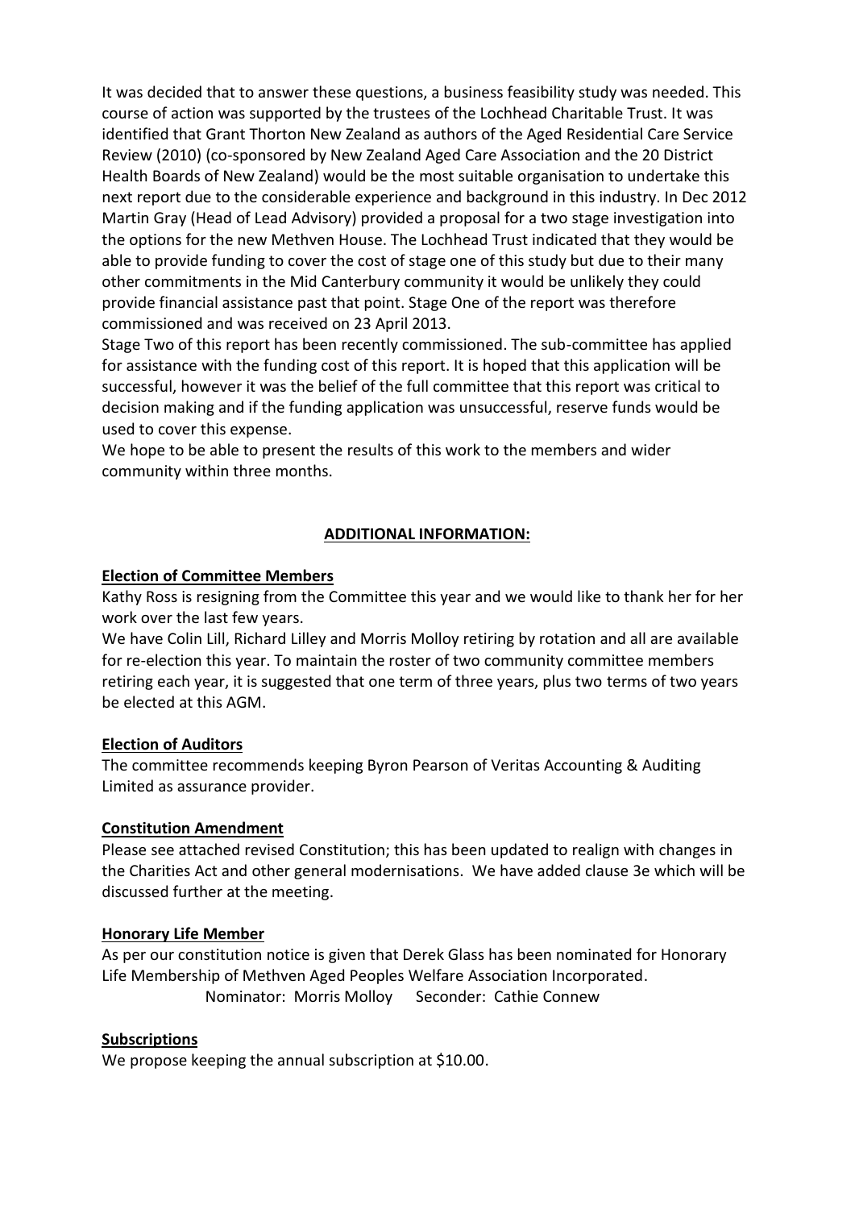It was decided that to answer these questions, a business feasibility study was needed. This course of action was supported by the trustees of the Lochhead Charitable Trust. It was identified that Grant Thorton New Zealand as authors of the Aged Residential Care Service Review (2010) (co-sponsored by New Zealand Aged Care Association and the 20 District Health Boards of New Zealand) would be the most suitable organisation to undertake this next report due to the considerable experience and background in this industry. In Dec 2012 Martin Gray (Head of Lead Advisory) provided a proposal for a two stage investigation into the options for the new Methven House. The Lochhead Trust indicated that they would be able to provide funding to cover the cost of stage one of this study but due to their many other commitments in the Mid Canterbury community it would be unlikely they could provide financial assistance past that point. Stage One of the report was therefore commissioned and was received on 23 April 2013.

Stage Two of this report has been recently commissioned. The sub-committee has applied for assistance with the funding cost of this report. It is hoped that this application will be successful, however it was the belief of the full committee that this report was critical to decision making and if the funding application was unsuccessful, reserve funds would be used to cover this expense.

We hope to be able to present the results of this work to the members and wider community within three months.

## ADDITIONAL INFORMATION:

### Election of Committee Members

Kathy Ross is resigning from the Committee this year and we would like to thank her for her work over the last few years.

We have Colin Lill, Richard Lilley and Morris Molloy retiring by rotation and all are available for re-election this year. To maintain the roster of two community committee members retiring each year, it is suggested that one term of three years, plus two terms of two years be elected at this AGM.

### Election of Auditors

The committee recommends keeping Byron Pearson of Veritas Accounting & Auditing Limited as assurance provider.

### Constitution Amendment

Please see attached revised Constitution; this has been updated to realign with changes in the Charities Act and other general modernisations. We have added clause 3e which will be discussed further at the meeting.

### Honorary Life Member

As per our constitution notice is given that Derek Glass has been nominated for Honorary Life Membership of Methven Aged Peoples Welfare Association Incorporated.

Nominator: Morris Molloy  Seconder: Cathie Connew

### Subscriptions

We propose keeping the annual subscription at $10.00.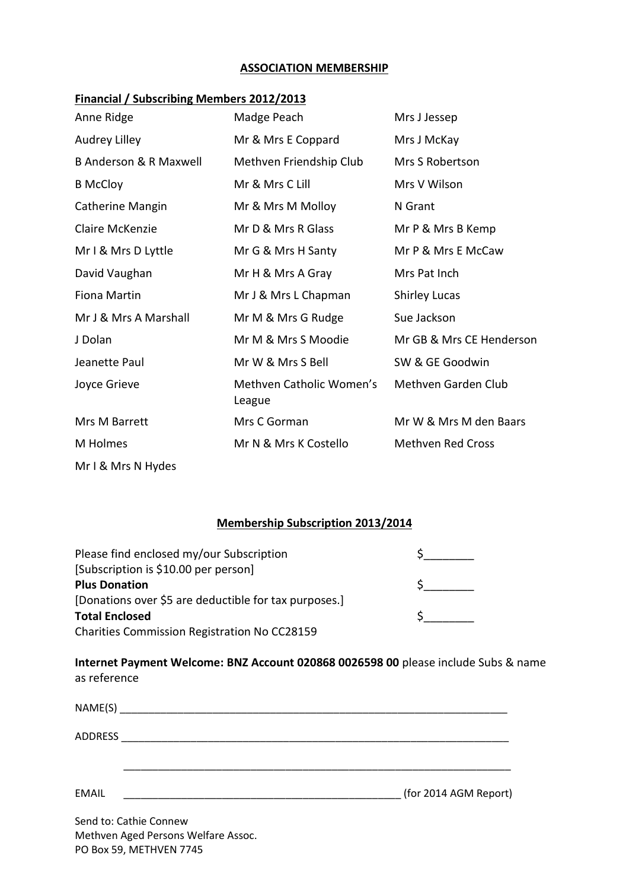## ASSOCIATION MEMBERSHIP

### Financial / Subscribing Members 2012/2013

| | | |
|---|---|---|
| Anne Ridge | Madge Peach | Mrs J Jessep |
| Audrey Lilley | Mr & Mrs E Coppard | Mrs J McKay |
| B Anderson & R Maxwell | Methven Friendship Club | Mrs S Robertson |
| B McCloy | Mr & Mrs C Lill | Mrs V Wilson |
| Catherine Mangin | Mr & Mrs M Molloy | N Grant |
| Claire McKenzie | Mr D & Mrs R Glass | Mr P & Mrs B Kemp |
| Mr I & Mrs D Lyttle | Mr G & Mrs H Santy | Mr P & Mrs E McCaw |
| David Vaughan | Mr H & Mrs A Gray | Mrs Pat Inch |
| Fiona Martin | Mr J & Mrs L Chapman | Shirley Lucas |
| Mr J & Mrs A Marshall | Mr M & Mrs G Rudge | Sue Jackson |
| J Dolan | Mr M & Mrs S Moodie | Mr GB & Mrs CE Henderson |
| Jeanette Paul | Mr W & Mrs S Bell | SW & GE Goodwin |
| Joyce Grieve | Methven Catholic Women's League | Methven Garden Club |
| Mrs M Barrett | Mrs C Gorman | Mr W & Mrs M den Baars |
| M Holmes | Mr N & Mrs K Costello | Methven Red Cross |
| Mr I & Mrs N Hydes | | |

### Membership Subscription 2013/2014

Please find enclosed my/our Subscription $________
[Subscription is $10.00 per person]
**Plus Donation** $________
[Donations over $5 are deductible for tax purposes.]
**Total Enclosed** $________
Charities Commission Registration No CC28159

**Internet Payment Welcome: BNZ Account 020868 0026598 00** please include Subs & name as reference

NAME(S) ____________________________________________________________________

ADDRESS ____________________________________________________________________

____________________________________________________________________

EMAIL ________________________________________________ (for 2014 AGM Report)

Send to: Cathie Connew
Methven Aged Persons Welfare Assoc.
PO Box 59, METHVEN 7745